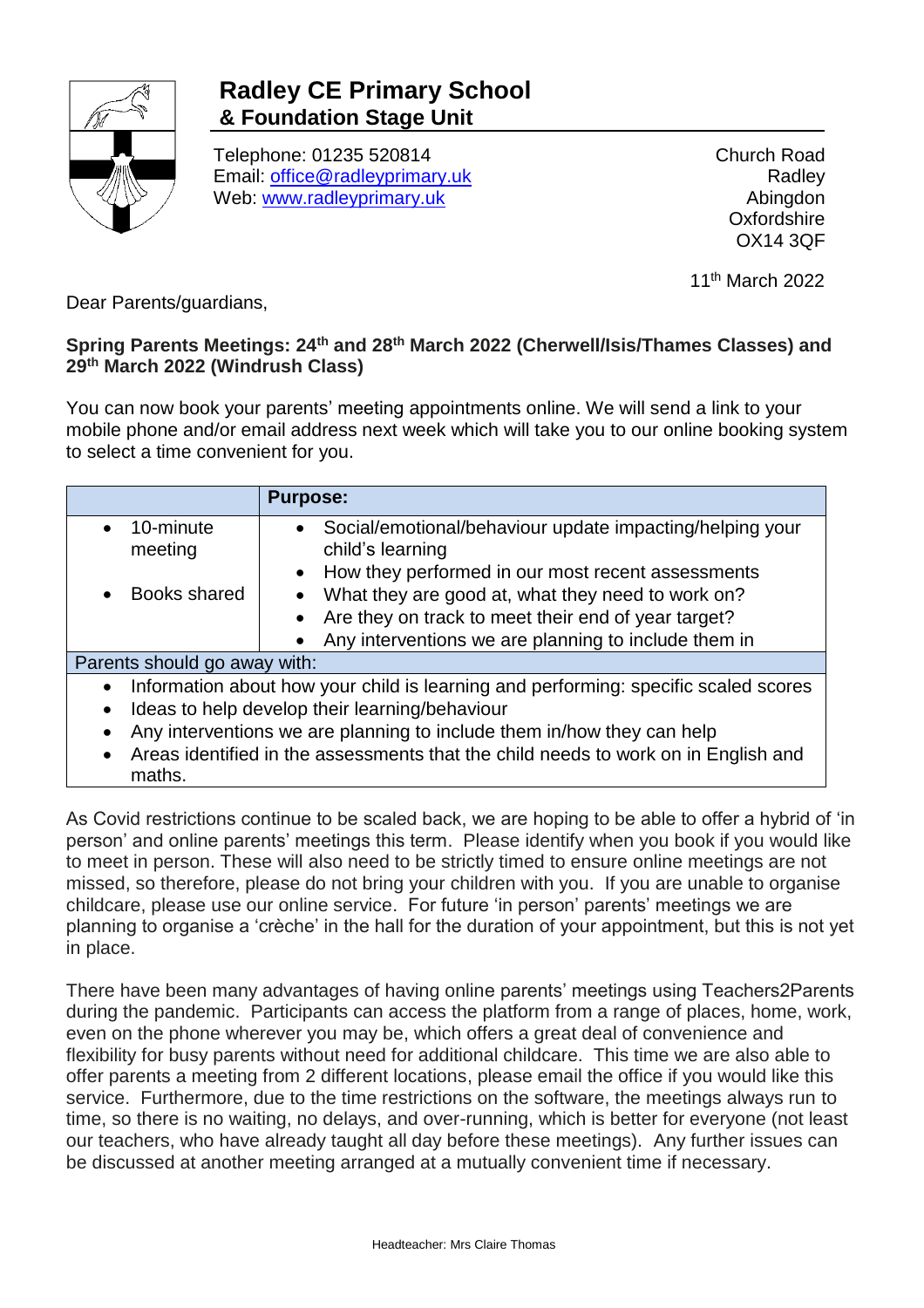# Radley CE Primary School
## & Foundation Stage Unit

Telephone: 01235 520814
Email: office@radleyprimary.uk
Web: www.radleyprimary.uk

Church Road
Radley
Abingdon
Oxfordshire
OX14 3QF

11th March 2022

Dear Parents/guardians,

**Spring Parents Meetings: 24th and 28th March 2022 (Cherwell/Isis/Thames Classes) and 29th March 2022 (Windrush Class)**

You can now book your parents' meeting appointments online. We will send a link to your mobile phone and/or email address next week which will take you to our online booking system to select a time convenient for you.

| | **Purpose:** |
|---|---|
| • 10-minute meeting<br><br>• Books shared | • Social/emotional/behaviour update impacting/helping your child's learning<br>• How they performed in our most recent assessments<br>• What they are good at, what they need to work on?<br>• Are they on track to meet their end of year target?<br>• Any interventions we are planning to include them in |
| Parents should go away with: | |
| • Information about how your child is learning and performing: specific scaled scores<br>• Ideas to help develop their learning/behaviour<br>• Any interventions we are planning to include them in/how they can help<br>• Areas identified in the assessments that the child needs to work on in English and maths. | |

As Covid restrictions continue to be scaled back, we are hoping to be able to offer a hybrid of 'in person' and online parents' meetings this term. Please identify when you book if you would like to meet in person. These will also need to be strictly timed to ensure online meetings are not missed, so therefore, please do not bring your children with you. If you are unable to organise childcare, please use our online service. For future 'in person' parents' meetings we are planning to organise a 'crèche' in the hall for the duration of your appointment, but this is not yet in place.

There have been many advantages of having online parents' meetings using Teachers2Parents during the pandemic. Participants can access the platform from a range of places, home, work, even on the phone wherever you may be, which offers a great deal of convenience and flexibility for busy parents without need for additional childcare. This time we are also able to offer parents a meeting from 2 different locations, please email the office if you would like this service. Furthermore, due to the time restrictions on the software, the meetings always run to time, so there is no waiting, no delays, and over-running, which is better for everyone (not least our teachers, who have already taught all day before these meetings). Any further issues can be discussed at another meeting arranged at a mutually convenient time if necessary.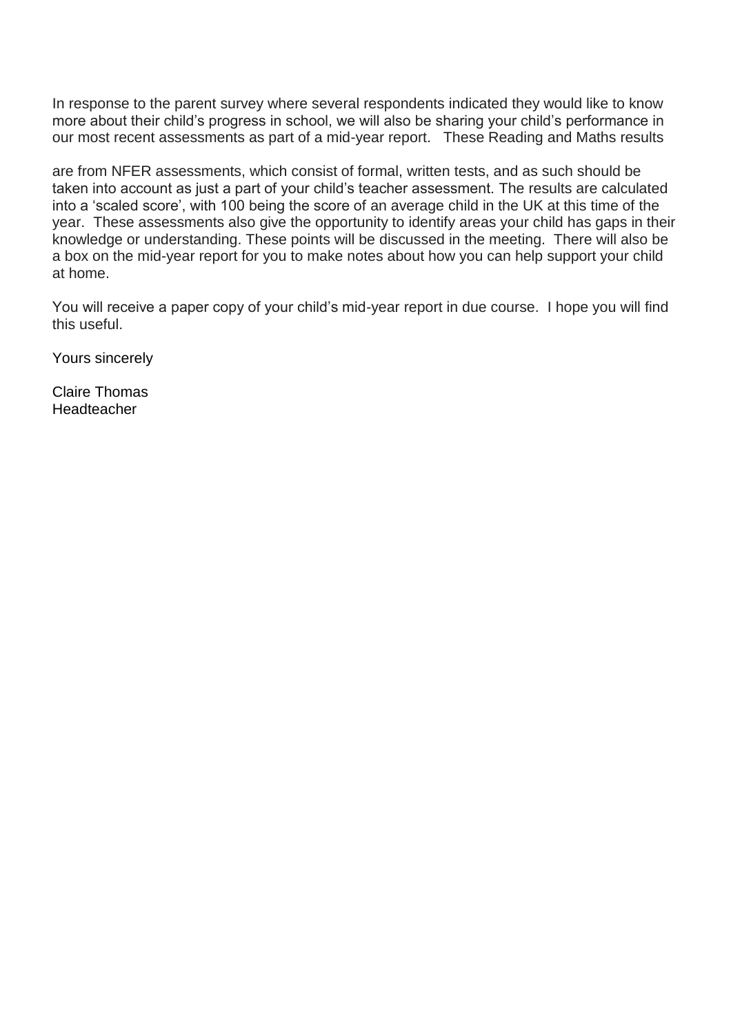In response to the parent survey where several respondents indicated they would like to know more about their child's progress in school, we will also be sharing your child's performance in our most recent assessments as part of a mid-year report. These Reading and Maths results

are from NFER assessments, which consist of formal, written tests, and as such should be taken into account as just a part of your child's teacher assessment. The results are calculated into a 'scaled score', with 100 being the score of an average child in the UK at this time of the year. These assessments also give the opportunity to identify areas your child has gaps in their knowledge or understanding. These points will be discussed in the meeting. There will also be a box on the mid-year report for you to make notes about how you can help support your child at home.

You will receive a paper copy of your child's mid-year report in due course. I hope you will find this useful.

Yours sincerely

Claire Thomas
Headteacher